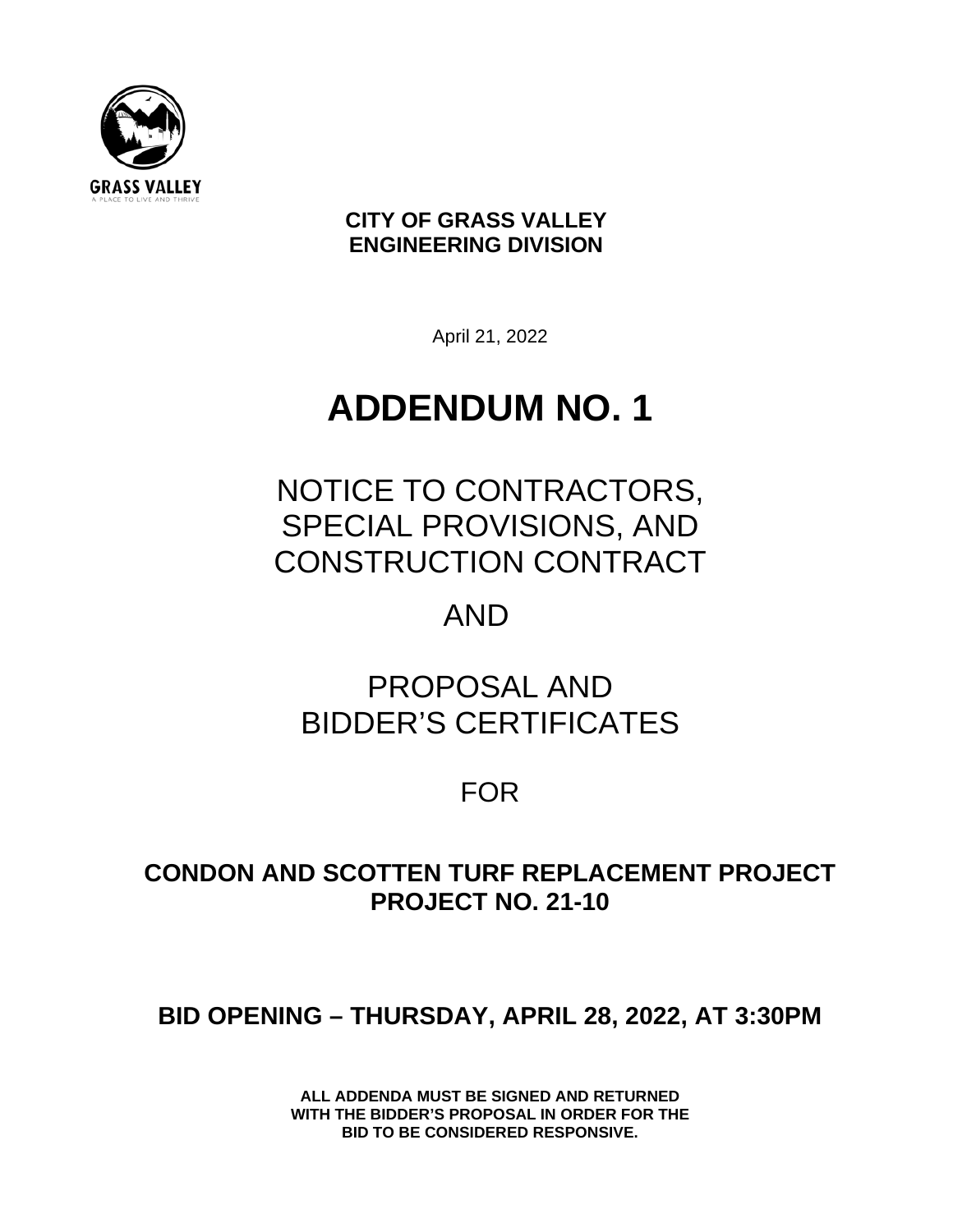GRASS VALLEY

A PLACE TO LIVE AND THRIVE

**CITY OF GRASS VALLEY**
**ENGINEERING DIVISION**

April 21, 2022

# ADDENDUM NO. 1

## NOTICE TO CONTRACTORS, SPECIAL PROVISIONS, AND CONSTRUCTION CONTRACT

## AND

## PROPOSAL AND BIDDER'S CERTIFICATES

## FOR

**CONDON AND SCOTTEN TURF REPLACEMENT PROJECT**
**PROJECT NO. 21-10**

**BID OPENING – THURSDAY, APRIL 28, 2022, AT 3:30PM**

**ALL ADDENDA MUST BE SIGNED AND RETURNED WITH THE BIDDER'S PROPOSAL IN ORDER FOR THE BID TO BE CONSIDERED RESPONSIVE.**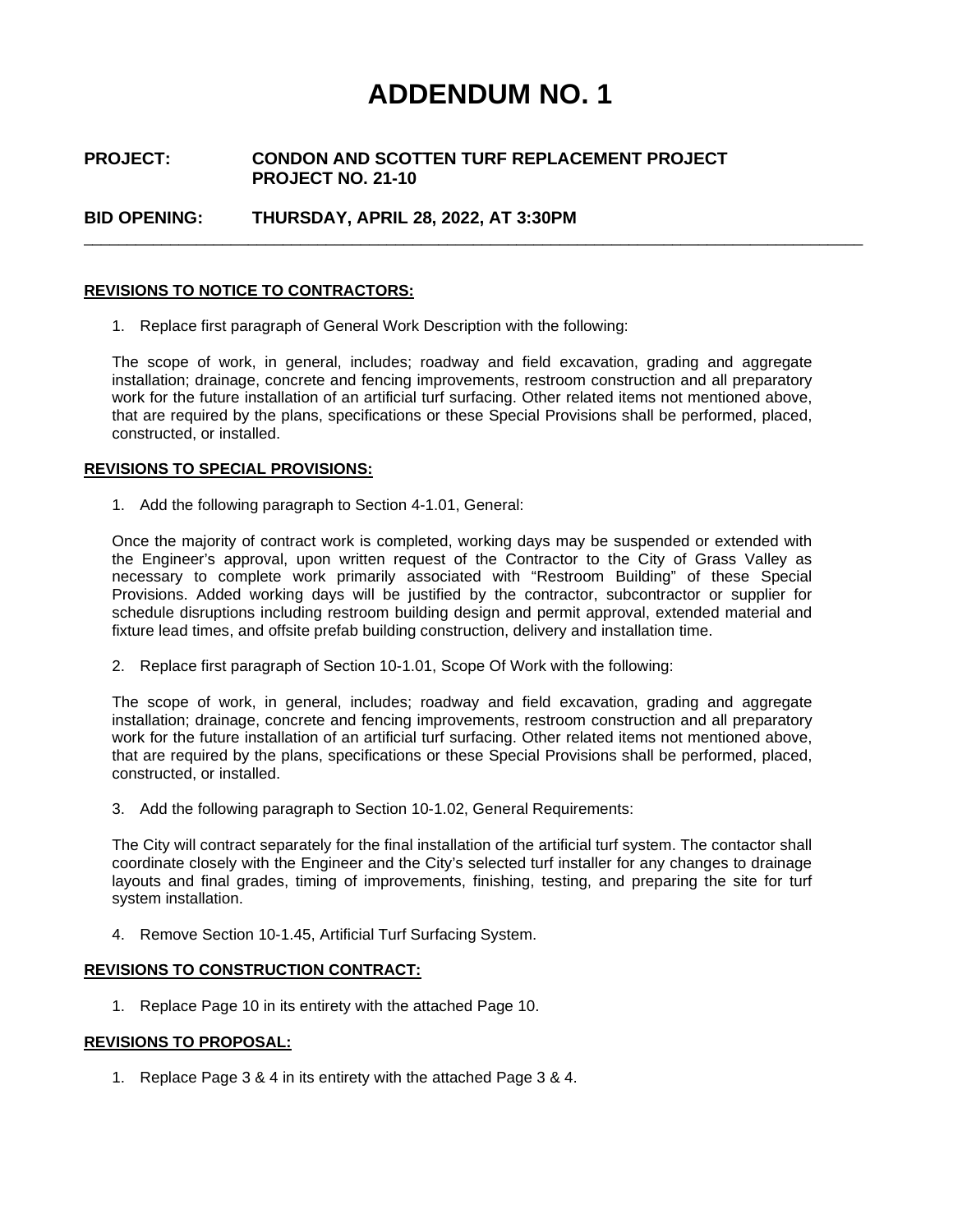# ADDENDUM NO. 1

**PROJECT:** **CONDON AND SCOTTEN TURF REPLACEMENT PROJECT**
**PROJECT NO. 21-10**

**BID OPENING:** **THURSDAY, APRIL 28, 2022, AT 3:30PM**

---

**REVISIONS TO NOTICE TO CONTRACTORS:**

1. Replace first paragraph of General Work Description with the following:

The scope of work, in general, includes; roadway and field excavation, grading and aggregate installation; drainage, concrete and fencing improvements, restroom construction and all preparatory work for the future installation of an artificial turf surfacing. Other related items not mentioned above, that are required by the plans, specifications or these Special Provisions shall be performed, placed, constructed, or installed.

**REVISIONS TO SPECIAL PROVISIONS:**

1. Add the following paragraph to Section 4-1.01, General:

Once the majority of contract work is completed, working days may be suspended or extended with the Engineer's approval, upon written request of the Contractor to the City of Grass Valley as necessary to complete work primarily associated with "Restroom Building" of these Special Provisions. Added working days will be justified by the contractor, subcontractor or supplier for schedule disruptions including restroom building design and permit approval, extended material and fixture lead times, and offsite prefab building construction, delivery and installation time.

2. Replace first paragraph of Section 10-1.01, Scope Of Work with the following:

The scope of work, in general, includes; roadway and field excavation, grading and aggregate installation; drainage, concrete and fencing improvements, restroom construction and all preparatory work for the future installation of an artificial turf surfacing. Other related items not mentioned above, that are required by the plans, specifications or these Special Provisions shall be performed, placed, constructed, or installed.

3. Add the following paragraph to Section 10-1.02, General Requirements:

The City will contract separately for the final installation of the artificial turf system. The contactor shall coordinate closely with the Engineer and the City's selected turf installer for any changes to drainage layouts and final grades, timing of improvements, finishing, testing, and preparing the site for turf system installation.

4. Remove Section 10-1.45, Artificial Turf Surfacing System.

**REVISIONS TO CONSTRUCTION CONTRACT:**

1. Replace Page 10 in its entirety with the attached Page 10.

**REVISIONS TO PROPOSAL:**

1. Replace Page 3 & 4 in its entirety with the attached Page 3 & 4.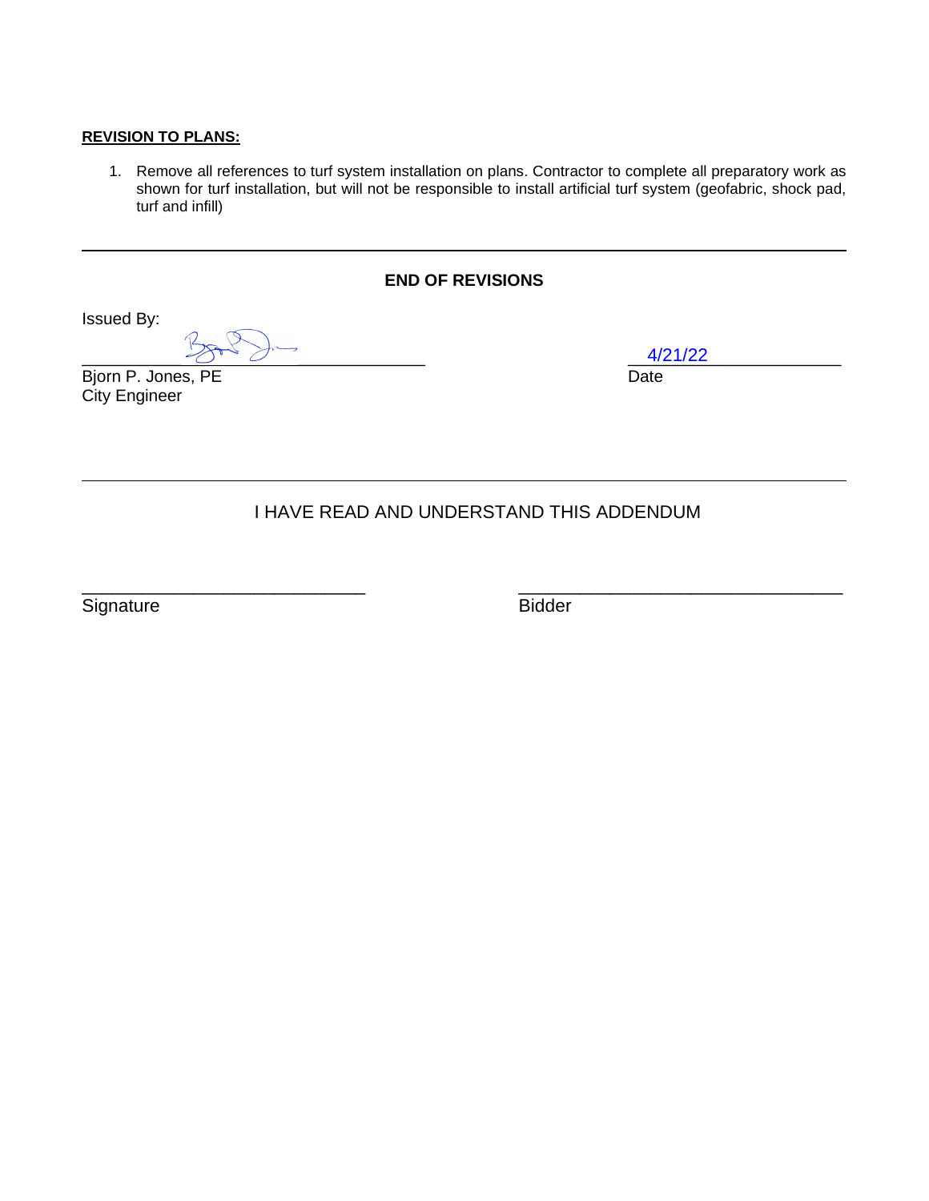**REVISION TO PLANS:**

1. Remove all references to turf system installation on plans. Contractor to complete all preparatory work as shown for turf installation, but will not be responsible to install artificial turf system (geofabric, shock pad, turf and infill)

---

**END OF REVISIONS**

Issued By:

\_\_\_\_\_\_\_\_\_\_\_\_\_\_\_\_\_\_\_\_\_\_\_\_\_\_\_\_\_\_ 4/21/22

Bjorn P. Jones, PE Date
City Engineer

---

I HAVE READ AND UNDERSTAND THIS ADDENDUM

\_\_\_\_\_\_\_\_\_\_\_\_\_\_\_\_\_\_\_\_\_\_\_\_\_\_\_\_\_\_ \_\_\_\_\_\_\_\_\_\_\_\_\_\_\_\_\_\_\_\_\_\_\_\_\_\_\_\_\_\_

Signature Bidder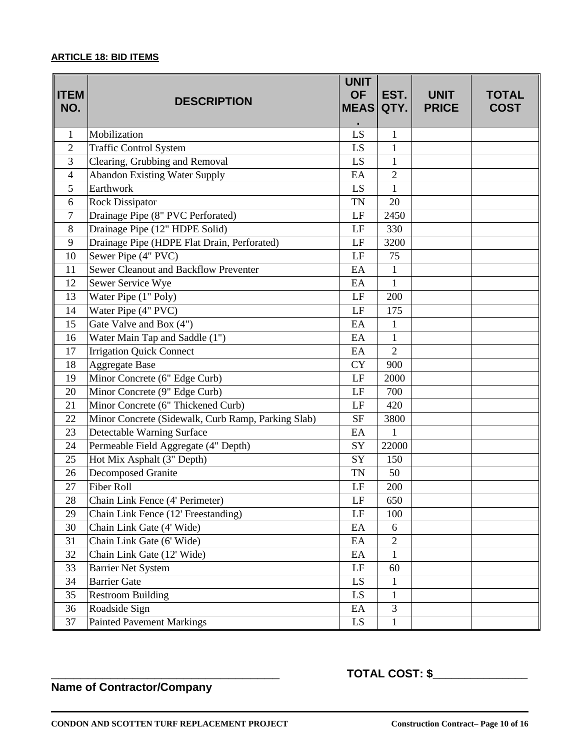**ARTICLE 18: BID ITEMS**

| ITEM NO. | DESCRIPTION | UNIT OF MEAS. | EST. QTY. | UNIT PRICE | TOTAL COST |
|---|---|---|---|---|---|
| 1 | Mobilization | LS | 1 | | |
| 2 | Traffic Control System | LS | 1 | | |
| 3 | Clearing, Grubbing and Removal | LS | 1 | | |
| 4 | Abandon Existing Water Supply | EA | 2 | | |
| 5 | Earthwork | LS | 1 | | |
| 6 | Rock Dissipator | TN | 20 | | |
| 7 | Drainage Pipe (8" PVC Perforated) | LF | 2450 | | |
| 8 | Drainage Pipe (12" HDPE Solid) | LF | 330 | | |
| 9 | Drainage Pipe (HDPE Flat Drain, Perforated) | LF | 3200 | | |
| 10 | Sewer Pipe (4" PVC) | LF | 75 | | |
| 11 | Sewer Cleanout and Backflow Preventer | EA | 1 | | |
| 12 | Sewer Service Wye | EA | 1 | | |
| 13 | Water Pipe (1" Poly) | LF | 200 | | |
| 14 | Water Pipe (4" PVC) | LF | 175 | | |
| 15 | Gate Valve and Box (4") | EA | 1 | | |
| 16 | Water Main Tap and Saddle (1") | EA | 1 | | |
| 17 | Irrigation Quick Connect | EA | 2 | | |
| 18 | Aggregate Base | CY | 900 | | |
| 19 | Minor Concrete (6" Edge Curb) | LF | 2000 | | |
| 20 | Minor Concrete (9" Edge Curb) | LF | 700 | | |
| 21 | Minor Concrete (6" Thickened Curb) | LF | 420 | | |
| 22 | Minor Concrete (Sidewalk, Curb Ramp, Parking Slab) | SF | 3800 | | |
| 23 | Detectable Warning Surface | EA | 1 | | |
| 24 | Permeable Field Aggregate (4" Depth) | SY | 22000 | | |
| 25 | Hot Mix Asphalt (3" Depth) | SY | 150 | | |
| 26 | Decomposed Granite | TN | 50 | | |
| 27 | Fiber Roll | LF | 200 | | |
| 28 | Chain Link Fence (4' Perimeter) | LF | 650 | | |
| 29 | Chain Link Fence (12' Freestanding) | LF | 100 | | |
| 30 | Chain Link Gate (4' Wide) | EA | 6 | | |
| 31 | Chain Link Gate (6' Wide) | EA | 2 | | |
| 32 | Chain Link Gate (12' Wide) | EA | 1 | | |
| 33 | Barrier Net System | LF | 60 | | |
| 34 | Barrier Gate | LS | 1 | | |
| 35 | Restroom Building | LS | 1 | | |
| 36 | Roadside Sign | EA | 3 | | |
| 37 | Painted Pavement Markings | LS | 1 | | |

_________________________________________ **TOTAL COST: $_______________**

**Name of Contractor/Company**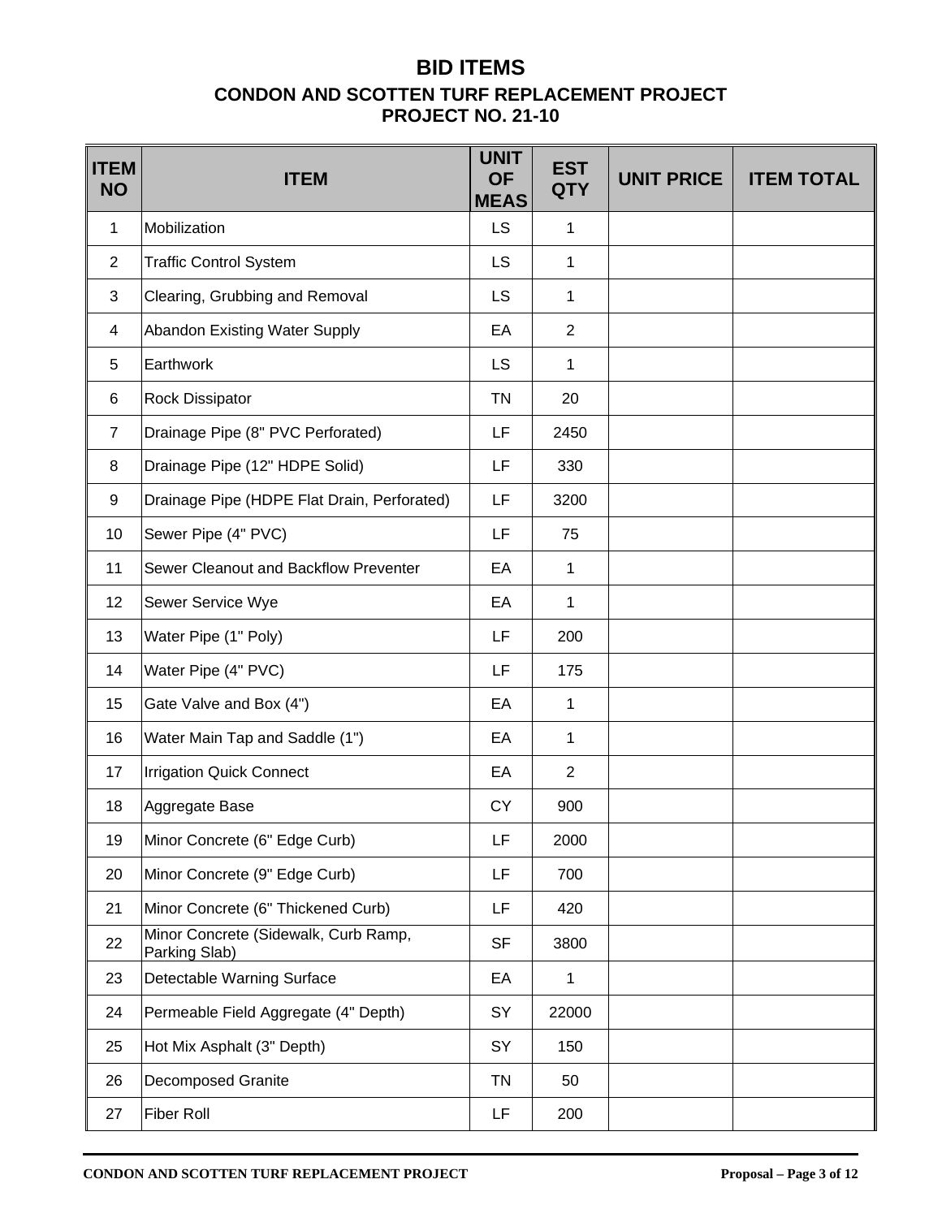# BID ITEMS

## CONDON AND SCOTTEN TURF REPLACEMENT PROJECT
## PROJECT NO. 21-10

| ITEM NO | ITEM | UNIT OF MEAS | EST QTY | UNIT PRICE | ITEM TOTAL |
|---|---|---|---|---|---|
| 1 | Mobilization | LS | 1 | | |
| 2 | Traffic Control System | LS | 1 | | |
| 3 | Clearing, Grubbing and Removal | LS | 1 | | |
| 4 | Abandon Existing Water Supply | EA | 2 | | |
| 5 | Earthwork | LS | 1 | | |
| 6 | Rock Dissipator | TN | 20 | | |
| 7 | Drainage Pipe (8" PVC Perforated) | LF | 2450 | | |
| 8 | Drainage Pipe (12" HDPE Solid) | LF | 330 | | |
| 9 | Drainage Pipe (HDPE Flat Drain, Perforated) | LF | 3200 | | |
| 10 | Sewer Pipe (4" PVC) | LF | 75 | | |
| 11 | Sewer Cleanout and Backflow Preventer | EA | 1 | | |
| 12 | Sewer Service Wye | EA | 1 | | |
| 13 | Water Pipe (1" Poly) | LF | 200 | | |
| 14 | Water Pipe (4" PVC) | LF | 175 | | |
| 15 | Gate Valve and Box (4") | EA | 1 | | |
| 16 | Water Main Tap and Saddle (1") | EA | 1 | | |
| 17 | Irrigation Quick Connect | EA | 2 | | |
| 18 | Aggregate Base | CY | 900 | | |
| 19 | Minor Concrete (6" Edge Curb) | LF | 2000 | | |
| 20 | Minor Concrete (9" Edge Curb) | LF | 700 | | |
| 21 | Minor Concrete (6" Thickened Curb) | LF | 420 | | |
| 22 | Minor Concrete (Sidewalk, Curb Ramp, Parking Slab) | SF | 3800 | | |
| 23 | Detectable Warning Surface | EA | 1 | | |
| 24 | Permeable Field Aggregate (4" Depth) | SY | 22000 | | |
| 25 | Hot Mix Asphalt (3" Depth) | SY | 150 | | |
| 26 | Decomposed Granite | TN | 50 | | |
| 27 | Fiber Roll | LF | 200 | | |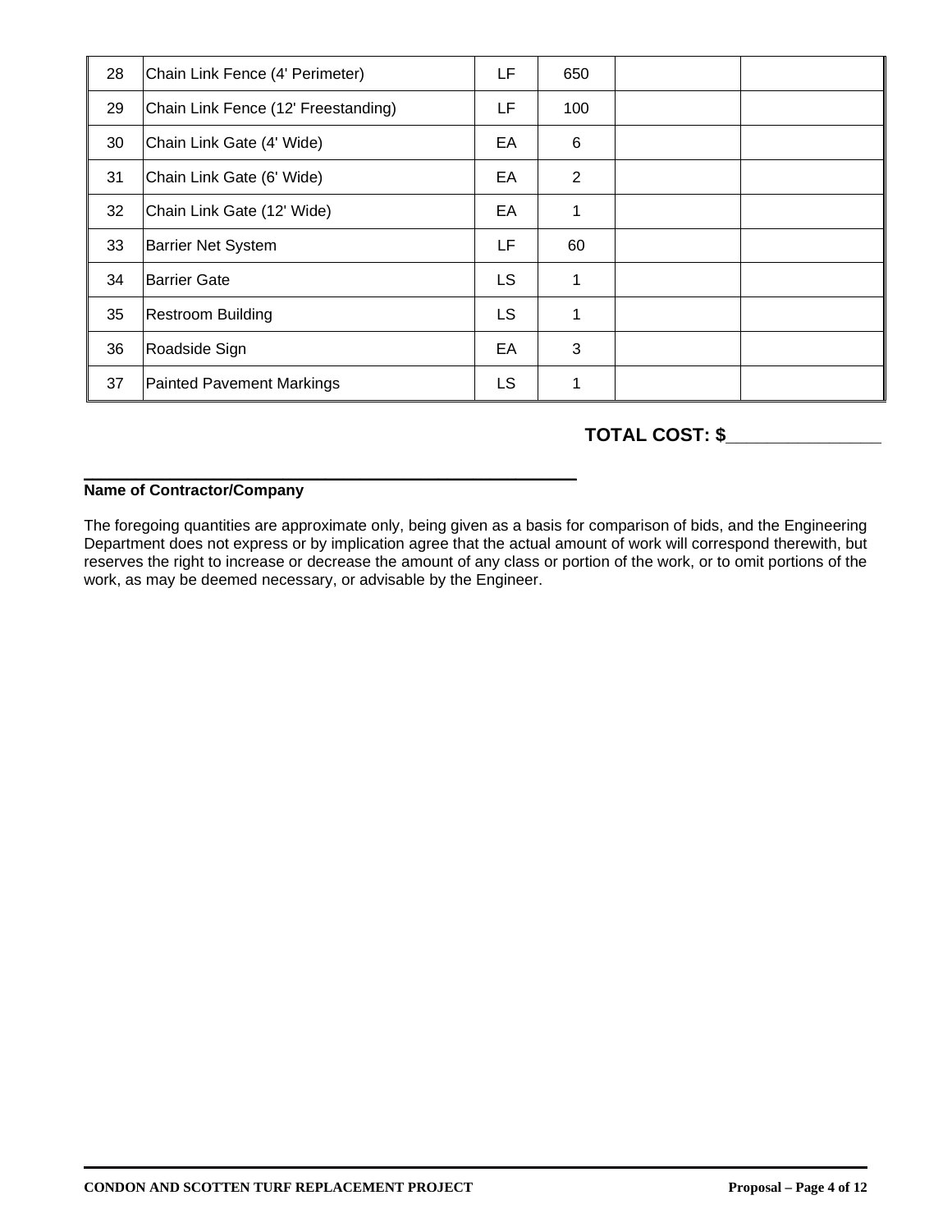| | | | | | |
|---|---|---|---|---|---|
| 28 | Chain Link Fence (4' Perimeter) | LF | 650 | | |
| 29 | Chain Link Fence (12' Freestanding) | LF | 100 | | |
| 30 | Chain Link Gate (4' Wide) | EA | 6 | | |
| 31 | Chain Link Gate (6' Wide) | EA | 2 | | |
| 32 | Chain Link Gate (12' Wide) | EA | 1 | | |
| 33 | Barrier Net System | LF | 60 | | |
| 34 | Barrier Gate | LS | 1 | | |
| 35 | Restroom Building | LS | 1 | | |
| 36 | Roadside Sign | EA | 3 | | |
| 37 | Painted Pavement Markings | LS | 1 | | |

**TOTAL COST: $\_\_\_\_\_\_\_\_\_\_\_\_\_\_\_\_**

\_\_\_\_\_\_\_\_\_\_\_\_\_\_\_\_\_\_\_\_\_\_\_\_\_\_\_\_\_\_\_\_\_\_\_\_\_\_\_\_\_\_\_\_\_\_\_\_

**Name of Contractor/Company**

The foregoing quantities are approximate only, being given as a basis for comparison of bids, and the Engineering Department does not express or by implication agree that the actual amount of work will correspond therewith, but reserves the right to increase or decrease the amount of any class or portion of the work, or to omit portions of the work, as may be deemed necessary, or advisable by the Engineer.